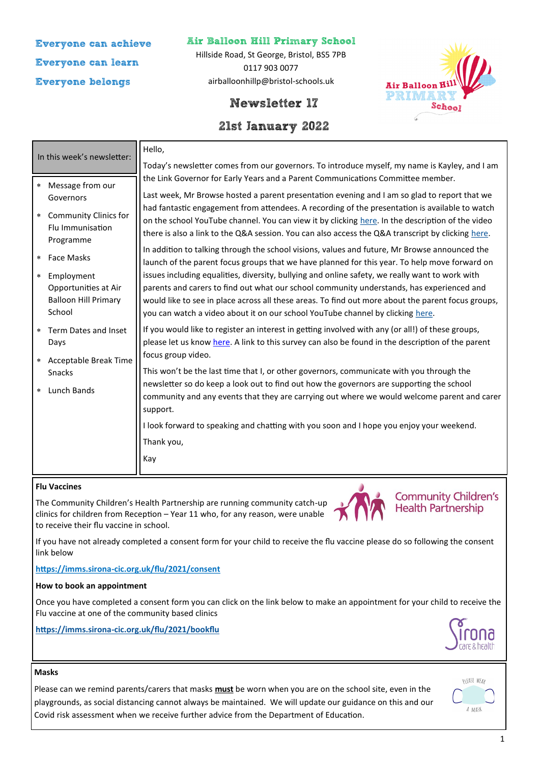Everyone can achieve

Everyone can learn

Everyone belongs

# Air Balloon Hill Primary School

Hillside Road, St George, Bristol, BS5 7PB

0117 903 0077

airballoonhillp@bristol-schools.uk

## Newsletter 17

## 21st January 2022

**In this week's newsletter:**

* Message from our Governors
* Community Clinics for Flu Immunisation Programme
* Face Masks
* Employment Opportunities at Air Balloon Hill Primary School
* Term Dates and Inset Days
* Acceptable Break Time Snacks
* Lunch Bands

Hello,

Today's newsletter comes from our governors. To introduce myself, my name is Kayley, and I am the Link Governor for Early Years and a Parent Communications Committee member.

Last week, Mr Browse hosted a parent presentation evening and I am so glad to report that we had fantastic engagement from attendees. A recording of the presentation is available to watch on the school YouTube channel. You can view it by clicking here. In the description of the video there is also a link to the Q&A session. You can also access the Q&A transcript by clicking here.

In addition to talking through the school visions, values and future, Mr Browse announced the launch of the parent focus groups that we have planned for this year. To help move forward on issues including equalities, diversity, bullying and online safety, we really want to work with parents and carers to find out what our school community understands, has experienced and would like to see in place across all these areas. To find out more about the parent focus groups, you can watch a video about it on our school YouTube channel by clicking here.

If you would like to register an interest in getting involved with any (or all!) of these groups, please let us know here. A link to this survey can also be found in the description of the parent focus group video.

This won't be the last time that I, or other governors, communicate with you through the newsletter so do keep a look out to find out how the governors are supporting the school community and any events that they are carrying out where we would welcome parent and carer support.

I look forward to speaking and chatting with you soon and I hope you enjoy your weekend.

Thank you,

Kay

**Flu Vaccines**

The Community Children's Health Partnership are running community catch-up clinics for children from Reception – Year 11 who, for any reason, were unable to receive their flu vaccine in school.

If you have not already completed a consent form for your child to receive the flu vaccine please do so following the consent link below

**https://imms.sirona-cic.org.uk/flu/2021/consent**

**How to book an appointment**

Once you have completed a consent form you can click on the link below to make an appointment for your child to receive the Flu vaccine at one of the community based clinics

**https://imms.sirona-cic.org.uk/flu/2021/bookflu**

**Masks**

Please can we remind parents/carers that masks **must** be worn when you are on the school site, even in the playgrounds, as social distancing cannot always be maintained. We will update our guidance on this and our Covid risk assessment when we receive further advice from the Department of Education.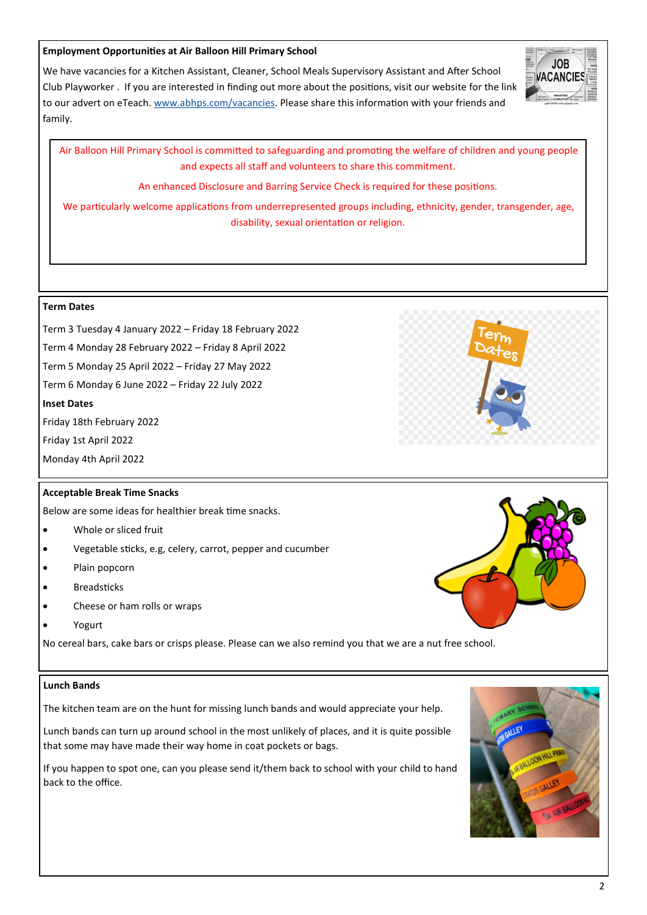### Employment Opportunities at Air Balloon Hill Primary School

We have vacancies for a Kitchen Assistant, Cleaner, School Meals Supervisory Assistant and After School Club Playworker . If you are interested in finding out more about the positions, visit our website for the link to our advert on eTeach. www.abhps.com/vacancies. Please share this information with your friends and family.

Air Balloon Hill Primary School is committed to safeguarding and promoting the welfare of children and young people and expects all staff and volunteers to share this commitment.

An enhanced Disclosure and Barring Service Check is required for these positions.

We particularly welcome applications from underrepresented groups including, ethnicity, gender, transgender, age, disability, sexual orientation or religion.

### Term Dates

Term 3 Tuesday 4 January 2022 – Friday 18 February 2022

Term 4 Monday 28 February 2022 – Friday 8 April 2022

Term 5 Monday 25 April 2022 – Friday 27 May 2022

Term 6 Monday 6 June 2022 – Friday 22 July 2022

**Inset Dates**

Friday 18th February 2022

Friday 1st April 2022

Monday 4th April 2022

### Acceptable Break Time Snacks

Below are some ideas for healthier break time snacks.

- Whole or sliced fruit
- Vegetable sticks, e.g, celery, carrot, pepper and cucumber
- Plain popcorn
- Breadsticks
- Cheese or ham rolls or wraps
- Yogurt

No cereal bars, cake bars or crisps please. Please can we also remind you that we are a nut free school.

### Lunch Bands

The kitchen team are on the hunt for missing lunch bands and would appreciate your help.

Lunch bands can turn up around school in the most unlikely of places, and it is quite possible that some may have made their way home in coat pockets or bags.

If you happen to spot one, can you please send it/them back to school with your child to hand back to the office.